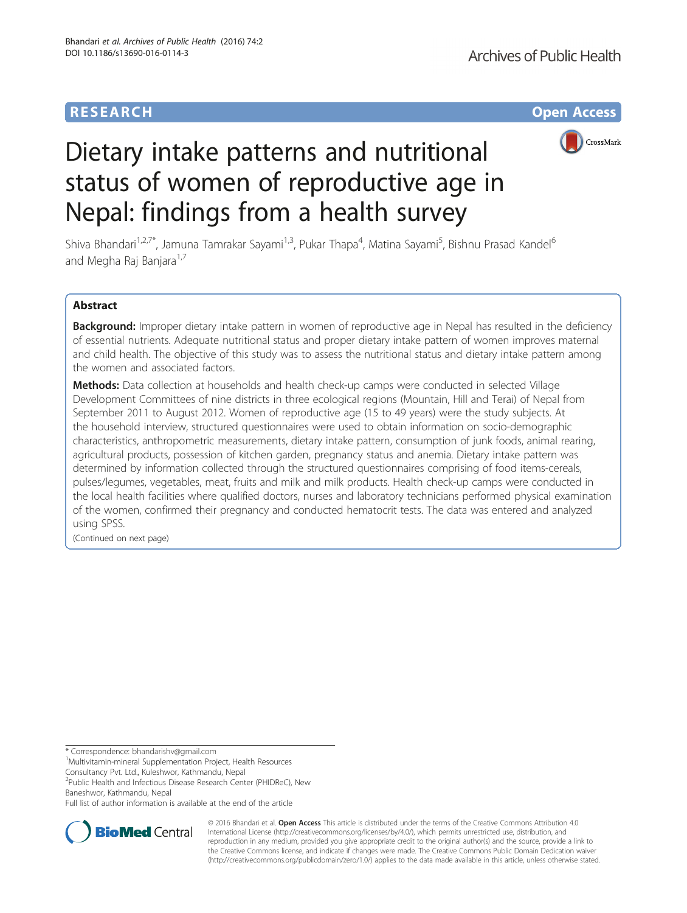RESEARCH Open Access

# Dietary intake patterns and nutritional status of women of reproductive age in Nepal: findings from a health survey

Shiva Bhandari[1,2,7*], Jamuna Tamrakar Sayami[1,3], Pukar Thapa[4], Matina Sayami[5], Bishnu Prasad Kandel[6] and Megha Raj Banjara[1,7]

## Abstract

**Background:** Improper dietary intake pattern in women of reproductive age in Nepal has resulted in the deficiency of essential nutrients. Adequate nutritional status and proper dietary intake pattern of women improves maternal and child health. The objective of this study was to assess the nutritional status and dietary intake pattern among the women and associated factors.

**Methods:** Data collection at households and health check-up camps were conducted in selected Village Development Committees of nine districts in three ecological regions (Mountain, Hill and Terai) of Nepal from September 2011 to August 2012. Women of reproductive age (15 to 49 years) were the study subjects. At the household interview, structured questionnaires were used to obtain information on socio-demographic characteristics, anthropometric measurements, dietary intake pattern, consumption of junk foods, animal rearing, agricultural products, possession of kitchen garden, pregnancy status and anemia. Dietary intake pattern was determined by information collected through the structured questionnaires comprising of food items-cereals, pulses/legumes, vegetables, meat, fruits and milk and milk products. Health check-up camps were conducted in the local health facilities where qualified doctors, nurses and laboratory technicians performed physical examination of the women, confirmed their pregnancy and conducted hematocrit tests. The data was entered and analyzed using SPSS.

(Continued on next page)

\* Correspondence: bhandarishv@gmail.com
[1]Multivitamin-mineral Supplementation Project, Health Resources Consultancy Pvt. Ltd., Kuleshwor, Kathmandu, Nepal
[2]Public Health and Infectious Disease Research Center (PHIDReC), New Baneshwor, Kathmandu, Nepal
Full list of author information is available at the end of the article

© 2016 Bhandari et al. **Open Access** This article is distributed under the terms of the Creative Commons Attribution 4.0 International License (http://creativecommons.org/licenses/by/4.0/), which permits unrestricted use, distribution, and reproduction in any medium, provided you give appropriate credit to the original author(s) and the source, provide a link to the Creative Commons license, and indicate if changes were made. The Creative Commons Public Domain Dedication waiver (http://creativecommons.org/publicdomain/zero/1.0/) applies to the data made available in this article, unless otherwise stated.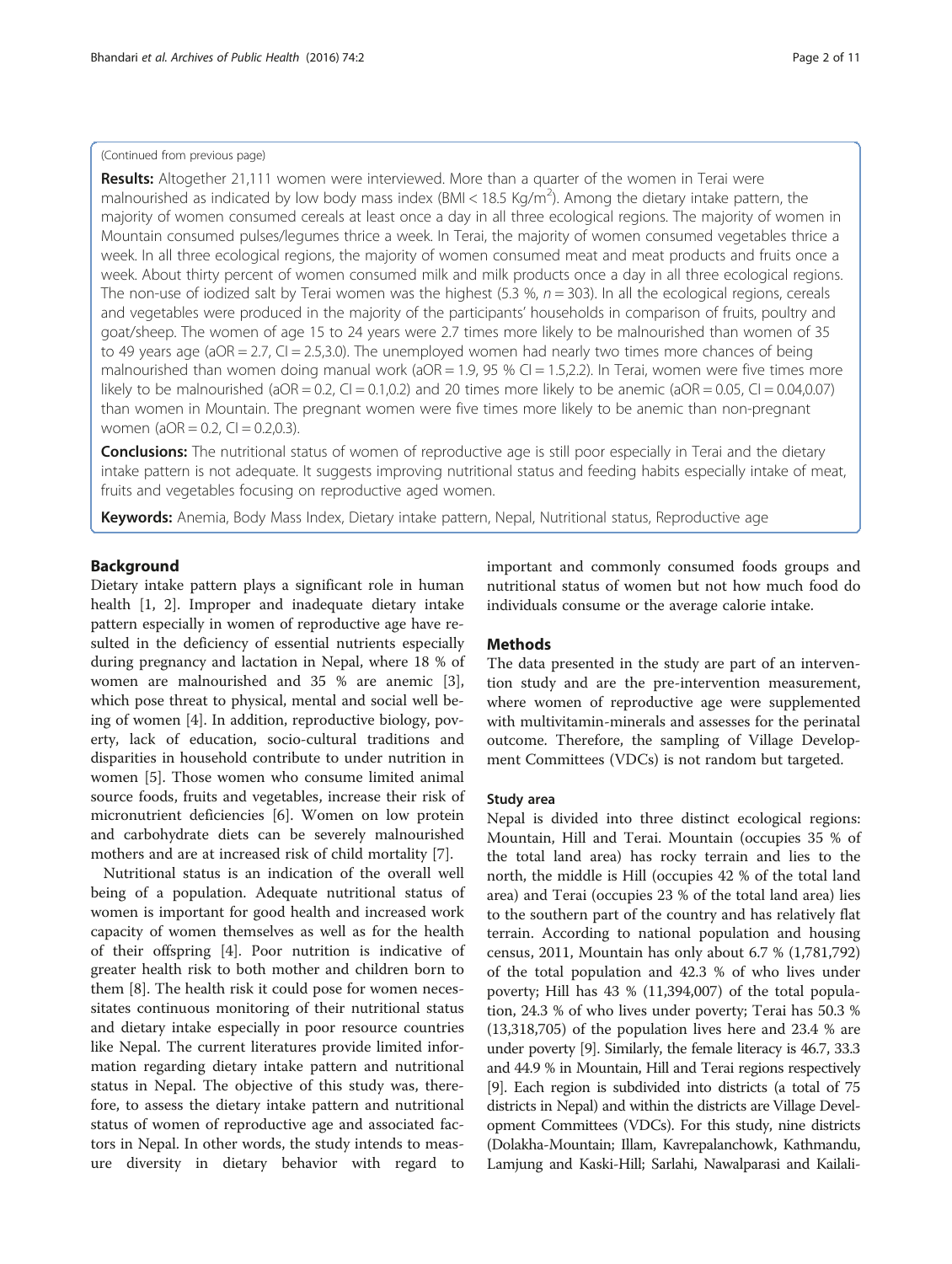(Continued from previous page)

**Results:** Altogether 21,111 women were interviewed. More than a quarter of the women in Terai were malnourished as indicated by low body mass index (BMI < 18.5 Kg/m$^2$). Among the dietary intake pattern, the majority of women consumed cereals at least once a day in all three ecological regions. The majority of women in Mountain consumed pulses/legumes thrice a week. In Terai, the majority of women consumed vegetables thrice a week. In all three ecological regions, the majority of women consumed meat and meat products and fruits once a week. About thirty percent of women consumed milk and milk products once a day in all three ecological regions. The non-use of iodized salt by Terai women was the highest (5.3 %, $n = 303$). In all the ecological regions, cereals and vegetables were produced in the majority of the participants' households in comparison of fruits, poultry and goat/sheep. The women of age 15 to 24 years were 2.7 times more likely to be malnourished than women of 35 to 49 years age (aOR = 2.7, CI = 2.5,3.0). The unemployed women had nearly two times more chances of being malnourished than women doing manual work (aOR = 1.9, 95 % CI = 1.5,2.2). In Terai, women were five times more likely to be malnourished (aOR = 0.2, CI = 0.1,0.2) and 20 times more likely to be anemic (aOR = 0.05, CI = 0.04,0.07) than women in Mountain. The pregnant women were five times more likely to be anemic than non-pregnant women (aOR = 0.2, CI = 0.2,0.3).

**Conclusions:** The nutritional status of women of reproductive age is still poor especially in Terai and the dietary intake pattern is not adequate. It suggests improving nutritional status and feeding habits especially intake of meat, fruits and vegetables focusing on reproductive aged women.

**Keywords:** Anemia, Body Mass Index, Dietary intake pattern, Nepal, Nutritional status, Reproductive age

## Background

Dietary intake pattern plays a significant role in human health [1, 2]. Improper and inadequate dietary intake pattern especially in women of reproductive age have resulted in the deficiency of essential nutrients especially during pregnancy and lactation in Nepal, where 18 % of women are malnourished and 35 % are anemic [3], which pose threat to physical, mental and social well being of women [4]. In addition, reproductive biology, poverty, lack of education, socio-cultural traditions and disparities in household contribute to under nutrition in women [5]. Those women who consume limited animal source foods, fruits and vegetables, increase their risk of micronutrient deficiencies [6]. Women on low protein and carbohydrate diets can be severely malnourished mothers and are at increased risk of child mortality [7].

Nutritional status is an indication of the overall well being of a population. Adequate nutritional status of women is important for good health and increased work capacity of women themselves as well as for the health of their offspring [4]. Poor nutrition is indicative of greater health risk to both mother and children born to them [8]. The health risk it could pose for women necessitates continuous monitoring of their nutritional status and dietary intake especially in poor resource countries like Nepal. The current literatures provide limited information regarding dietary intake pattern and nutritional status in Nepal. The objective of this study was, therefore, to assess the dietary intake pattern and nutritional status of women of reproductive age and associated factors in Nepal. In other words, the study intends to measure diversity in dietary behavior with regard to important and commonly consumed foods groups and nutritional status of women but not how much food do individuals consume or the average calorie intake.

## Methods

The data presented in the study are part of an intervention study and are the pre-intervention measurement, where women of reproductive age were supplemented with multivitamin-minerals and assesses for the perinatal outcome. Therefore, the sampling of Village Development Committees (VDCs) is not random but targeted.

### Study area

Nepal is divided into three distinct ecological regions: Mountain, Hill and Terai. Mountain (occupies 35 % of the total land area) has rocky terrain and lies to the north, the middle is Hill (occupies 42 % of the total land area) and Terai (occupies 23 % of the total land area) lies to the southern part of the country and has relatively flat terrain. According to national population and housing census, 2011, Mountain has only about 6.7 % (1,781,792) of the total population and 42.3 % of who lives under poverty; Hill has 43 % (11,394,007) of the total population, 24.3 % of who lives under poverty; Terai has 50.3 % (13,318,705) of the population lives here and 23.4 % are under poverty [9]. Similarly, the female literacy is 46.7, 33.3 and 44.9 % in Mountain, Hill and Terai regions respectively [9]. Each region is subdivided into districts (a total of 75 districts in Nepal) and within the districts are Village Development Committees (VDCs). For this study, nine districts (Dolakha-Mountain; Illam, Kavrepalanchowk, Kathmandu, Lamjung and Kaski-Hill; Sarlahi, Nawalparasi and Kailali-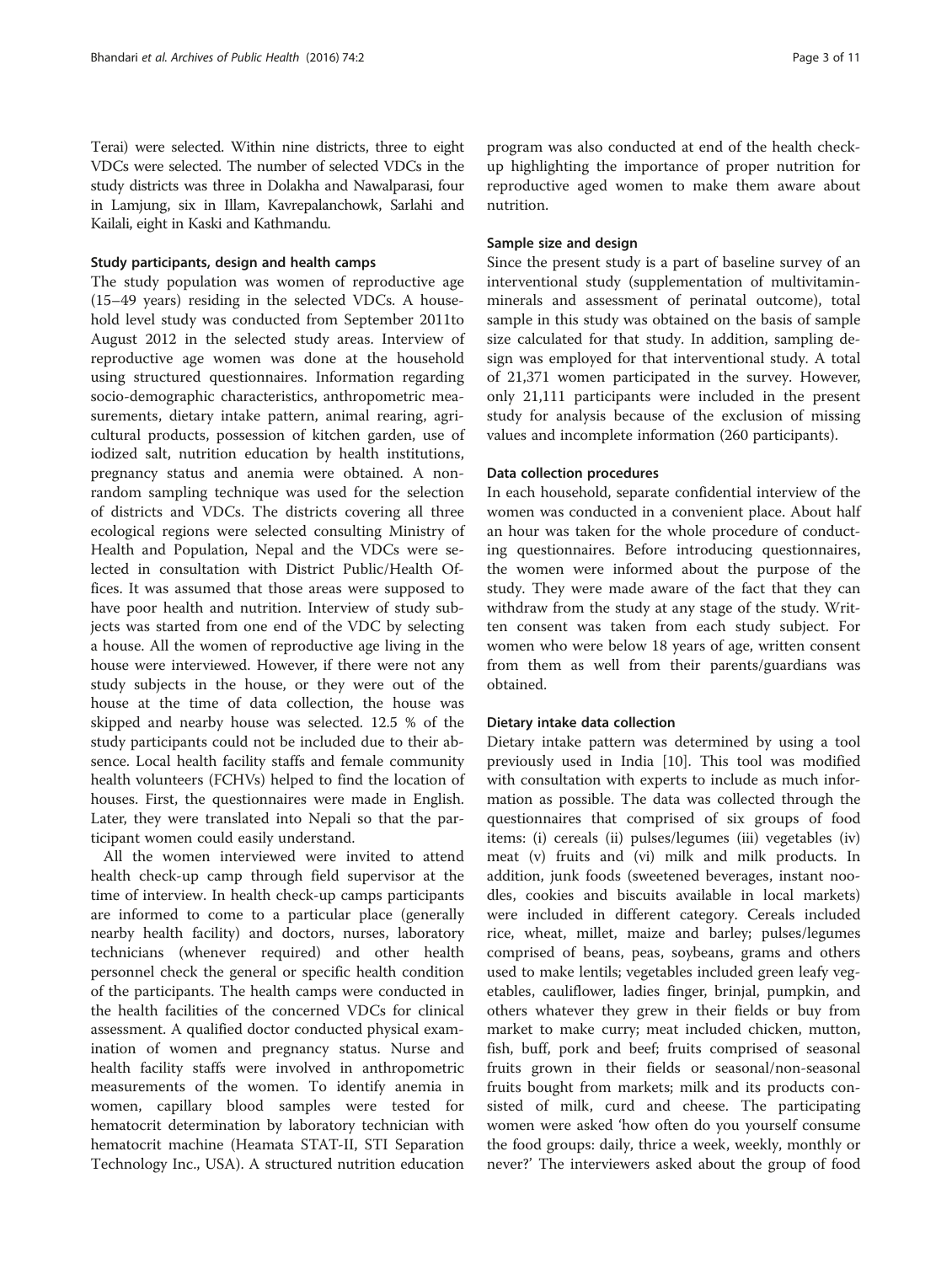Terai) were selected. Within nine districts, three to eight VDCs were selected. The number of selected VDCs in the study districts was three in Dolakha and Nawalparasi, four in Lamjung, six in Illam, Kavrepalanchowk, Sarlahi and Kailali, eight in Kaski and Kathmandu.

### Study participants, design and health camps

The study population was women of reproductive age (15–49 years) residing in the selected VDCs. A household level study was conducted from September 2011to August 2012 in the selected study areas. Interview of reproductive age women was done at the household using structured questionnaires. Information regarding socio-demographic characteristics, anthropometric measurements, dietary intake pattern, animal rearing, agricultural products, possession of kitchen garden, use of iodized salt, nutrition education by health institutions, pregnancy status and anemia were obtained. A non-random sampling technique was used for the selection of districts and VDCs. The districts covering all three ecological regions were selected consulting Ministry of Health and Population, Nepal and the VDCs were selected in consultation with District Public/Health Offices. It was assumed that those areas were supposed to have poor health and nutrition. Interview of study subjects was started from one end of the VDC by selecting a house. All the women of reproductive age living in the house were interviewed. However, if there were not any study subjects in the house, or they were out of the house at the time of data collection, the house was skipped and nearby house was selected. 12.5 % of the study participants could not be included due to their absence. Local health facility staffs and female community health volunteers (FCHVs) helped to find the location of houses. First, the questionnaires were made in English. Later, they were translated into Nepali so that the participant women could easily understand.

All the women interviewed were invited to attend health check-up camp through field supervisor at the time of interview. In health check-up camps participants are informed to come to a particular place (generally nearby health facility) and doctors, nurses, laboratory technicians (whenever required) and other health personnel check the general or specific health condition of the participants. The health camps were conducted in the health facilities of the concerned VDCs for clinical assessment. A qualified doctor conducted physical examination of women and pregnancy status. Nurse and health facility staffs were involved in anthropometric measurements of the women. To identify anemia in women, capillary blood samples were tested for hematocrit determination by laboratory technician with hematocrit machine (Heamata STAT-II, STI Separation Technology Inc., USA). A structured nutrition education program was also conducted at end of the health check-up highlighting the importance of proper nutrition for reproductive aged women to make them aware about nutrition.

### Sample size and design

Since the present study is a part of baseline survey of an interventional study (supplementation of multivitamin-minerals and assessment of perinatal outcome), total sample in this study was obtained on the basis of sample size calculated for that study. In addition, sampling design was employed for that interventional study. A total of 21,371 women participated in the survey. However, only 21,111 participants were included in the present study for analysis because of the exclusion of missing values and incomplete information (260 participants).

### Data collection procedures

In each household, separate confidential interview of the women was conducted in a convenient place. About half an hour was taken for the whole procedure of conducting questionnaires. Before introducing questionnaires, the women were informed about the purpose of the study. They were made aware of the fact that they can withdraw from the study at any stage of the study. Written consent was taken from each study subject. For women who were below 18 years of age, written consent from them as well from their parents/guardians was obtained.

### Dietary intake data collection

Dietary intake pattern was determined by using a tool previously used in India [10]. This tool was modified with consultation with experts to include as much information as possible. The data was collected through the questionnaires that comprised of six groups of food items: (i) cereals (ii) pulses/legumes (iii) vegetables (iv) meat (v) fruits and (vi) milk and milk products. In addition, junk foods (sweetened beverages, instant noodles, cookies and biscuits available in local markets) were included in different category. Cereals included rice, wheat, millet, maize and barley; pulses/legumes comprised of beans, peas, soybeans, grams and others used to make lentils; vegetables included green leafy vegetables, cauliflower, ladies finger, brinjal, pumpkin, and others whatever they grew in their fields or buy from market to make curry; meat included chicken, mutton, fish, buff, pork and beef; fruits comprised of seasonal fruits grown in their fields or seasonal/non-seasonal fruits bought from markets; milk and its products consisted of milk, curd and cheese. The participating women were asked 'how often do you yourself consume the food groups: daily, thrice a week, weekly, monthly or never?' The interviewers asked about the group of food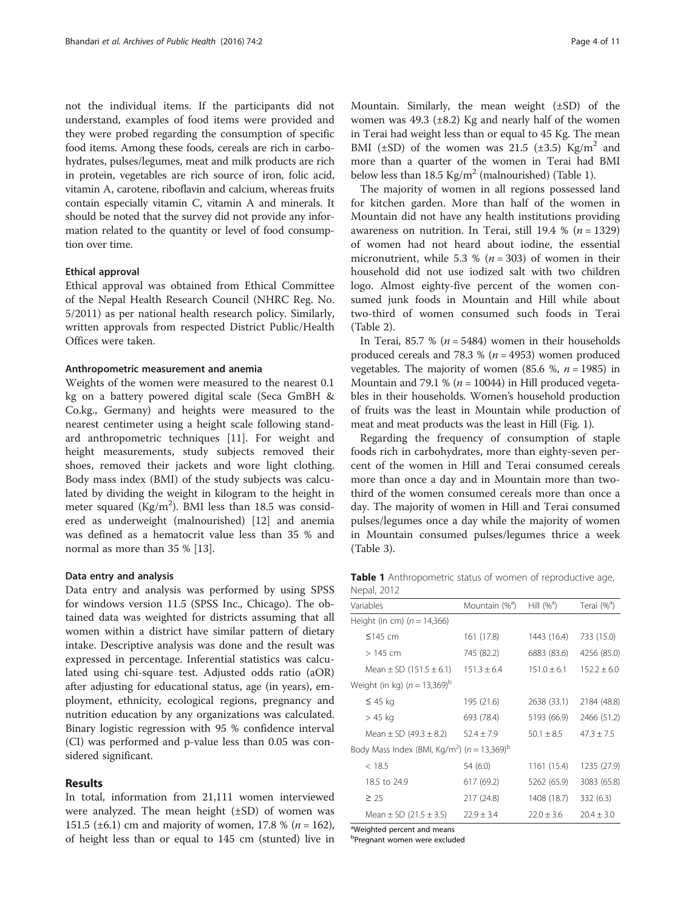not the individual items. If the participants did not understand, examples of food items were provided and they were probed regarding the consumption of specific food items. Among these foods, cereals are rich in carbohydrates, pulses/legumes, meat and milk products are rich in protein, vegetables are rich source of iron, folic acid, vitamin A, carotene, riboflavin and calcium, whereas fruits contain especially vitamin C, vitamin A and minerals. It should be noted that the survey did not provide any information related to the quantity or level of food consumption over time.

### Ethical approval

Ethical approval was obtained from Ethical Committee of the Nepal Health Research Council (NHRC Reg. No. 5/2011) as per national health research policy. Similarly, written approvals from respected District Public/Health Offices were taken.

### Anthropometric measurement and anemia

Weights of the women were measured to the nearest 0.1 kg on a battery powered digital scale (Seca GmBH & Co.kg., Germany) and heights were measured to the nearest centimeter using a height scale following standard anthropometric techniques [11]. For weight and height measurements, study subjects removed their shoes, removed their jackets and wore light clothing. Body mass index (BMI) of the study subjects was calculated by dividing the weight in kilogram to the height in meter squared (Kg/m$^2$). BMI less than 18.5 was considered as underweight (malnourished) [12] and anemia was defined as a hematocrit value less than 35 % and normal as more than 35 % [13].

### Data entry and analysis

Data entry and analysis was performed by using SPSS for windows version 11.5 (SPSS Inc., Chicago). The obtained data was weighted for districts assuming that all women within a district have similar pattern of dietary intake. Descriptive analysis was done and the result was expressed in percentage. Inferential statistics was calculated using chi-square test. Adjusted odds ratio (aOR) after adjusting for educational status, age (in years), employment, ethnicity, ecological regions, pregnancy and nutrition education by any organizations was calculated. Binary logistic regression with 95 % confidence interval (CI) was performed and p-value less than 0.05 was considered significant.

## Results

In total, information from 21,111 women interviewed were analyzed. The mean height (±SD) of women was 151.5 (±6.1) cm and majority of women, 17.8 % (*n* = 162), of height less than or equal to 145 cm (stunted) live in Mountain. Similarly, the mean weight (±SD) of the women was 49.3 (±8.2) Kg and nearly half of the women in Terai had weight less than or equal to 45 Kg. The mean BMI (±SD) of the women was 21.5 (±3.5) Kg/m$^2$ and more than a quarter of the women in Terai had BMI below less than 18.5 Kg/m$^2$ (malnourished) (Table 1).

The majority of women in all regions possessed land for kitchen garden. More than half of the women in Mountain did not have any health institutions providing awareness on nutrition. In Terai, still 19.4 % (*n* = 1329) of women had not heard about iodine, the essential micronutrient, while 5.3 % (*n* = 303) of women in their household did not use iodized salt with two children logo. Almost eighty-five percent of the women consumed junk foods in Mountain and Hill while about two-third of women consumed such foods in Terai (Table 2).

In Terai, 85.7 % (*n* = 5484) women in their households produced cereals and 78.3 % (*n* = 4953) women produced vegetables. The majority of women (85.6 %, *n* = 1985) in Mountain and 79.1 % (*n* = 10044) in Hill produced vegetables in their households. Women's household production of fruits was the least in Mountain while production of meat and meat products was the least in Hill (Fig. 1).

Regarding the frequency of consumption of staple foods rich in carbohydrates, more than eighty-seven percent of the women in Hill and Terai consumed cereals more than once a day and in Mountain more than two-third of the women consumed cereals more than once a day. The majority of women in Hill and Terai consumed pulses/legumes once a day while the majority of women in Mountain consumed pulses/legumes thrice a week (Table 3).

**Table 1** Anthropometric status of women of reproductive age, Nepal, 2012

| Variables | Mountain (%[a]) | Hill (%[a]) | Terai (%[a]) |
|---|---|---|---|
| Height (in cm) (*n* = 14,366) | | | |
| ≤145 cm | 161 (17.8) | 1443 (16.4) | 733 (15.0) |
| > 145 cm | 745 (82.2) | 6883 (83.6) | 4256 (85.0) |
| Mean ± SD (151.5 ± 6.1) | 151.3 ± 6.4 | 151.0 ± 6.1 | 152.2 ± 6.0 |
| Weight (in kg) (*n* = 13,369)[b] | | | |
| ≤ 45 kg | 195 (21.6) | 2638 (33.1) | 2184 (48.8) |
| > 45 kg | 693 (78.4) | 5193 (66.9) | 2466 (51.2) |
| Mean ± SD (49.3 ± 8.2) | 52.4 ± 7.9 | 50.1 ± 8.5 | 47.3 ± 7.5 |
| Body Mass Index (BMI, Kg/m$^2$) (*n* = 13,369)[b] | | | |
| < 18.5 | 54 (6.0) | 1161 (15.4) | 1235 (27.9) |
| 18.5 to 24.9 | 617 (69.2) | 5262 (65.9) | 3083 (65.8) |
| ≥ 25 | 217 (24.8) | 1408 (18.7) | 332 (6.3) |
| Mean ± SD (21.5 ± 3.5) | 22.9 ± 3.4 | 22.0 ± 3.6 | 20.4 ± 3.0 |

[a]Weighted percent and means
[b]Pregnant women were excluded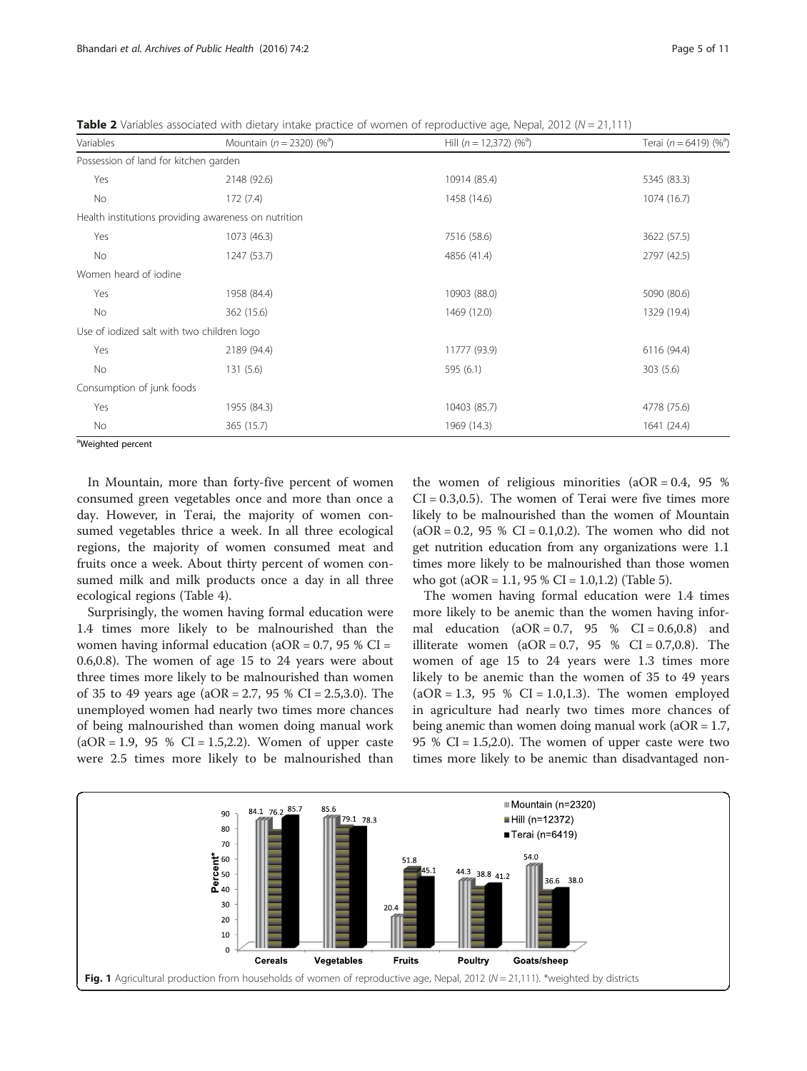**Table 2** Variables associated with dietary intake practice of women of reproductive age, Nepal, 2012 ($N = 21,111$)

| Variables | Mountain ($n = 2320$) (%[a]) | Hill ($n = 12,372$) (%[a]) | Terai ($n = 6419$) (%[a]) |
|---|---|---|---|
| Possession of land for kitchen garden | | | |
| Yes | 2148 (92.6) | 10914 (85.4) | 5345 (83.3) |
| No | 172 (7.4) | 1458 (14.6) | 1074 (16.7) |
| Health institutions providing awareness on nutrition | | | |
| Yes | 1073 (46.3) | 7516 (58.6) | 3622 (57.5) |
| No | 1247 (53.7) | 4856 (41.4) | 2797 (42.5) |
| Women heard of iodine | | | |
| Yes | 1958 (84.4) | 10903 (88.0) | 5090 (80.6) |
| No | 362 (15.6) | 1469 (12.0) | 1329 (19.4) |
| Use of iodized salt with two children logo | | | |
| Yes | 2189 (94.4) | 11777 (93.9) | 6116 (94.4) |
| No | 131 (5.6) | 595 (6.1) | 303 (5.6) |
| Consumption of junk foods | | | |
| Yes | 1955 (84.3) | 10403 (85.7) | 4778 (75.6) |
| No | 365 (15.7) | 1969 (14.3) | 1641 (24.4) |

[a]Weighted percent

In Mountain, more than forty-five percent of women consumed green vegetables once and more than once a day. However, in Terai, the majority of women consumed vegetables thrice a week. In all three ecological regions, the majority of women consumed meat and fruits once a week. About thirty percent of women consumed milk and milk products once a day in all three ecological regions (Table 4).

Surprisingly, the women having formal education were 1.4 times more likely to be malnourished than the women having informal education (aOR = 0.7, 95 % CI = 0.6,0.8). The women of age 15 to 24 years were about three times more likely to be malnourished than women of 35 to 49 years age (aOR = 2.7, 95 % CI = 2.5,3.0). The unemployed women had nearly two times more chances of being malnourished than women doing manual work (aOR = 1.9, 95 % CI = 1.5,2.2). Women of upper caste were 2.5 times more likely to be malnourished than the women of religious minorities (aOR = 0.4, 95 % CI = 0.3,0.5). The women of Terai were five times more likely to be malnourished than the women of Mountain (aOR = 0.2, 95 % CI = 0.1,0.2). The women who did not get nutrition education from any organizations were 1.1 times more likely to be malnourished than those women who got (aOR = 1.1, 95 % CI = 1.0,1.2) (Table 5).

The women having formal education were 1.4 times more likely to be anemic than the women having informal education (aOR = 0.7, 95 % CI = 0.6,0.8) and illiterate women (aOR = 0.7, 95 % CI = 0.7,0.8). The women of age 15 to 24 years were 1.3 times more likely to be anemic than the women of 35 to 49 years (aOR = 1.3, 95 % CI = 1.0,1.3). The women employed in agriculture had nearly two times more chances of being anemic than women doing manual work (aOR = 1.7, 95 % CI = 1.5,2.0). The women of upper caste were two times more likely to be anemic than disadvantaged non-

**Fig. 1** Agricultural production from households of women of reproductive age, Nepal, 2012 ($N = 21,111$). *weighted by districts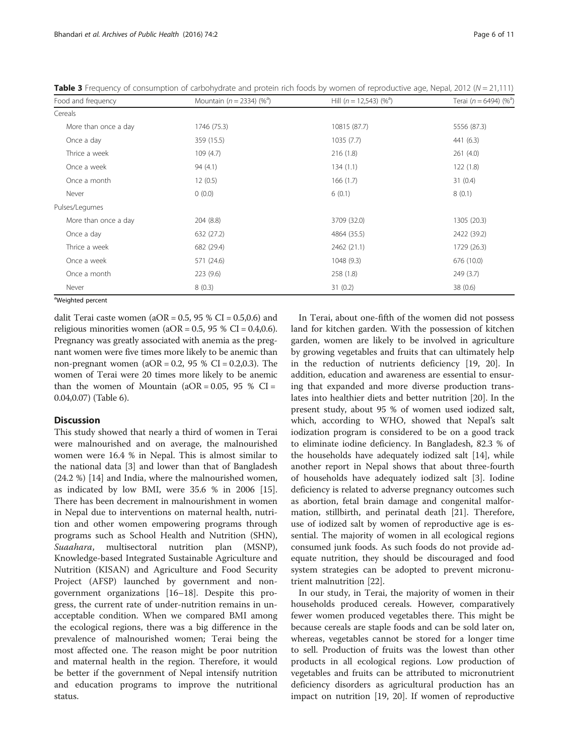**Table 3** Frequency of consumption of carbohydrate and protein rich foods by women of reproductive age, Nepal, 2012 ($N = 21,111$)

| Food and frequency | Mountain ($n = 2334$) (%[a]) | Hill ($n = 12,543$) (%[a]) | Terai ($n = 6494$) (%[a]) |
|---|---|---|---|
| Cereals | | | |
| More than once a day | 1746 (75.3) | 10815 (87.7) | 5556 (87.3) |
| Once a day | 359 (15.5) | 1035 (7.7) | 441 (6.3) |
| Thrice a week | 109 (4.7) | 216 (1.8) | 261 (4.0) |
| Once a week | 94 (4.1) | 134 (1.1) | 122 (1.8) |
| Once a month | 12 (0.5) | 166 (1.7) | 31 (0.4) |
| Never | 0 (0.0) | 6 (0.1) | 8 (0.1) |
| Pulses/Legumes | | | |
| More than once a day | 204 (8.8) | 3709 (32.0) | 1305 (20.3) |
| Once a day | 632 (27.2) | 4864 (35.5) | 2422 (39.2) |
| Thrice a week | 682 (29.4) | 2462 (21.1) | 1729 (26.3) |
| Once a week | 571 (24.6) | 1048 (9.3) | 676 (10.0) |
| Once a month | 223 (9.6) | 258 (1.8) | 249 (3.7) |
| Never | 8 (0.3) | 31 (0.2) | 38 (0.6) |

[a]Weighted percent

dalit Terai caste women (aOR = 0.5, 95 % CI = 0.5,0.6) and religious minorities women (aOR = 0.5, 95 % CI = 0.4,0.6). Pregnancy was greatly associated with anemia as the pregnant women were five times more likely to be anemic than non-pregnant women (aOR = 0.2, 95 % CI = 0.2,0.3). The women of Terai were 20 times more likely to be anemic than the women of Mountain (aOR = 0.05, 95 % CI = 0.04,0.07) (Table 6).

## Discussion

This study showed that nearly a third of women in Terai were malnourished and on average, the malnourished women were 16.4 % in Nepal. This is almost similar to the national data [3] and lower than that of Bangladesh (24.2 %) [14] and India, where the malnourished women, as indicated by low BMI, were 35.6 % in 2006 [15]. There has been decrement in malnourishment in women in Nepal due to interventions on maternal health, nutrition and other women empowering programs through programs such as School Health and Nutrition (SHN), *Suaahara*, multisectoral nutrition plan (MSNP), Knowledge-based Integrated Sustainable Agriculture and Nutrition (KISAN) and Agriculture and Food Security Project (AFSP) launched by government and non-government organizations [16–18]. Despite this progress, the current rate of under-nutrition remains in unacceptable condition. When we compared BMI among the ecological regions, there was a big difference in the prevalence of malnourished women; Terai being the most affected one. The reason might be poor nutrition and maternal health in the region. Therefore, it would be better if the government of Nepal intensify nutrition and education programs to improve the nutritional status.

In Terai, about one-fifth of the women did not possess land for kitchen garden. With the possession of kitchen garden, women are likely to be involved in agriculture by growing vegetables and fruits that can ultimately help in the reduction of nutrients deficiency [19, 20]. In addition, education and awareness are essential to ensuring that expanded and more diverse production translates into healthier diets and better nutrition [20]. In the present study, about 95 % of women used iodized salt, which, according to WHO, showed that Nepal's salt iodization program is considered to be on a good track to eliminate iodine deficiency. In Bangladesh, 82.3 % of the households have adequately iodized salt [14], while another report in Nepal shows that about three-fourth of households have adequately iodized salt [3]. Iodine deficiency is related to adverse pregnancy outcomes such as abortion, fetal brain damage and congenital malformation, stillbirth, and perinatal death [21]. Therefore, use of iodized salt by women of reproductive age is essential. The majority of women in all ecological regions consumed junk foods. As such foods do not provide adequate nutrition, they should be discouraged and food system strategies can be adopted to prevent micronutrient malnutrition [22].

In our study, in Terai, the majority of women in their households produced cereals. However, comparatively fewer women produced vegetables there. This might be because cereals are staple foods and can be sold later on, whereas, vegetables cannot be stored for a longer time to sell. Production of fruits was the lowest than other products in all ecological regions. Low production of vegetables and fruits can be attributed to micronutrient deficiency disorders as agricultural production has an impact on nutrition [19, 20]. If women of reproductive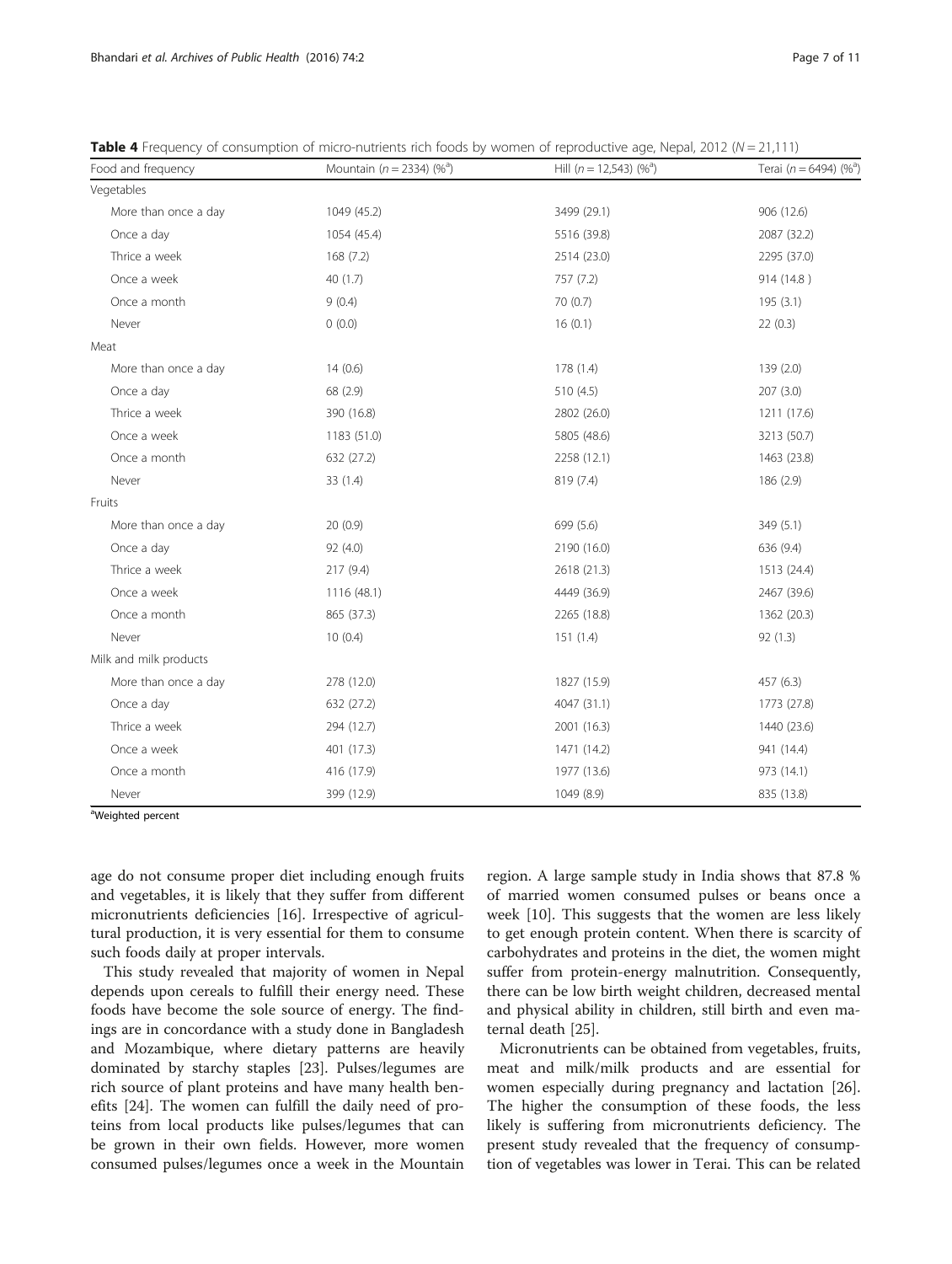**Table 4** Frequency of consumption of micro-nutrients rich foods by women of reproductive age, Nepal, 2012 ($N = 21,111$)

| Food and frequency | Mountain ($n = 2334$) (%[a]) | Hill ($n = 12,543$) (%[a]) | Terai ($n = 6494$) (%[a]) |
|---|---|---|---|
| Vegetables | | | |
| More than once a day | 1049 (45.2) | 3499 (29.1) | 906 (12.6) |
| Once a day | 1054 (45.4) | 5516 (39.8) | 2087 (32.2) |
| Thrice a week | 168 (7.2) | 2514 (23.0) | 2295 (37.0) |
| Once a week | 40 (1.7) | 757 (7.2) | 914 (14.8 ) |
| Once a month | 9 (0.4) | 70 (0.7) | 195 (3.1) |
| Never | 0 (0.0) | 16 (0.1) | 22 (0.3) |
| Meat | | | |
| More than once a day | 14 (0.6) | 178 (1.4) | 139 (2.0) |
| Once a day | 68 (2.9) | 510 (4.5) | 207 (3.0) |
| Thrice a week | 390 (16.8) | 2802 (26.0) | 1211 (17.6) |
| Once a week | 1183 (51.0) | 5805 (48.6) | 3213 (50.7) |
| Once a month | 632 (27.2) | 2258 (12.1) | 1463 (23.8) |
| Never | 33 (1.4) | 819 (7.4) | 186 (2.9) |
| Fruits | | | |
| More than once a day | 20 (0.9) | 699 (5.6) | 349 (5.1) |
| Once a day | 92 (4.0) | 2190 (16.0) | 636 (9.4) |
| Thrice a week | 217 (9.4) | 2618 (21.3) | 1513 (24.4) |
| Once a week | 1116 (48.1) | 4449 (36.9) | 2467 (39.6) |
| Once a month | 865 (37.3) | 2265 (18.8) | 1362 (20.3) |
| Never | 10 (0.4) | 151 (1.4) | 92 (1.3) |
| Milk and milk products | | | |
| More than once a day | 278 (12.0) | 1827 (15.9) | 457 (6.3) |
| Once a day | 632 (27.2) | 4047 (31.1) | 1773 (27.8) |
| Thrice a week | 294 (12.7) | 2001 (16.3) | 1440 (23.6) |
| Once a week | 401 (17.3) | 1471 (14.2) | 941 (14.4) |
| Once a month | 416 (17.9) | 1977 (13.6) | 973 (14.1) |
| Never | 399 (12.9) | 1049 (8.9) | 835 (13.8) |

[a]Weighted percent

age do not consume proper diet including enough fruits and vegetables, it is likely that they suffer from different micronutrients deficiencies [16]. Irrespective of agricultural production, it is very essential for them to consume such foods daily at proper intervals.

This study revealed that majority of women in Nepal depends upon cereals to fulfill their energy need. These foods have become the sole source of energy. The findings are in concordance with a study done in Bangladesh and Mozambique, where dietary patterns are heavily dominated by starchy staples [23]. Pulses/legumes are rich source of plant proteins and have many health benefits [24]. The women can fulfill the daily need of proteins from local products like pulses/legumes that can be grown in their own fields. However, more women consumed pulses/legumes once a week in the Mountain region. A large sample study in India shows that 87.8 % of married women consumed pulses or beans once a week [10]. This suggests that the women are less likely to get enough protein content. When there is scarcity of carbohydrates and proteins in the diet, the women might suffer from protein-energy malnutrition. Consequently, there can be low birth weight children, decreased mental and physical ability in children, still birth and even maternal death [25].

Micronutrients can be obtained from vegetables, fruits, meat and milk/milk products and are essential for women especially during pregnancy and lactation [26]. The higher the consumption of these foods, the less likely is suffering from micronutrients deficiency. The present study revealed that the frequency of consumption of vegetables was lower in Terai. This can be related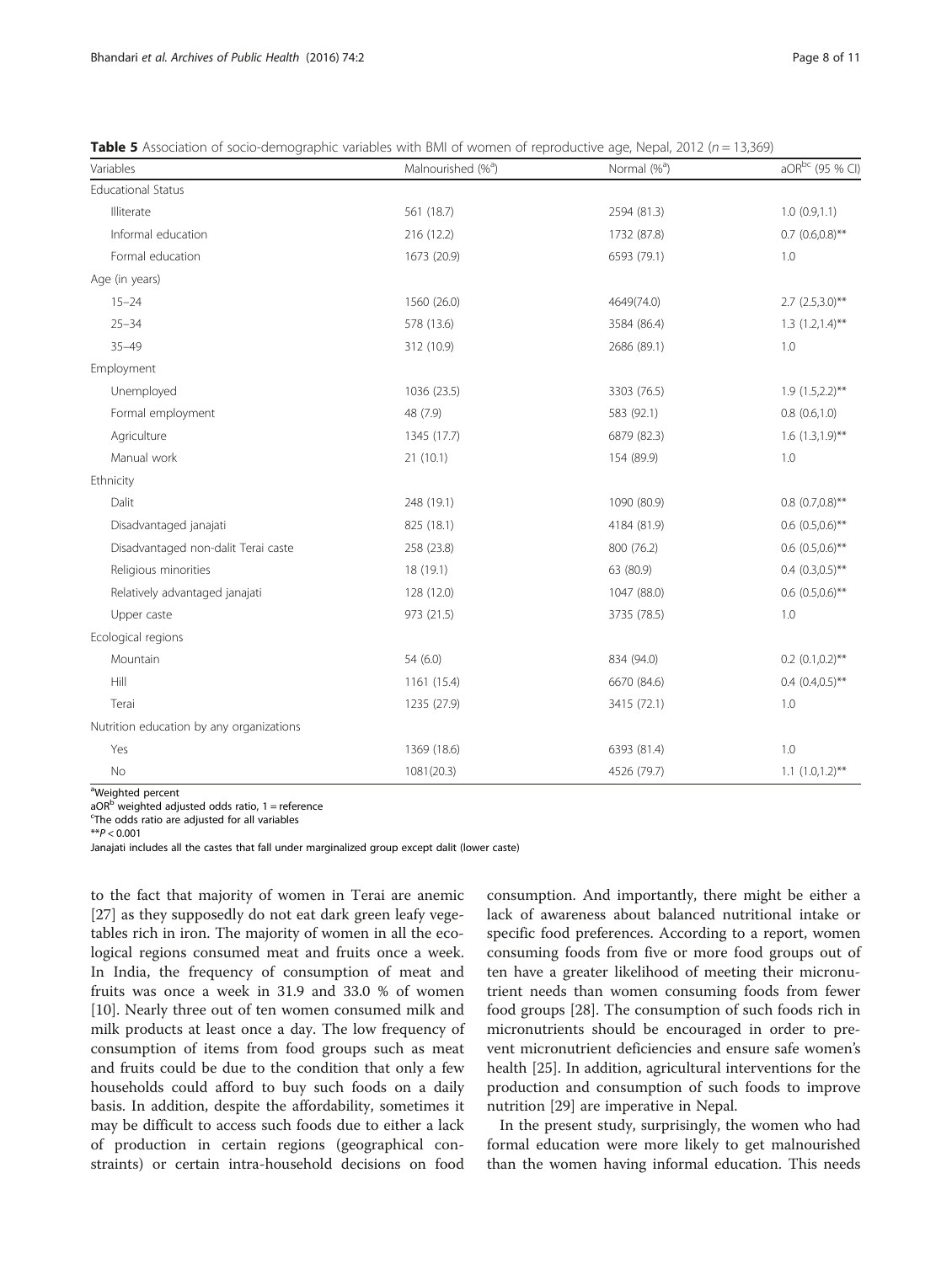**Table 5** Association of socio-demographic variables with BMI of women of reproductive age, Nepal, 2012 ($n = 13,369$)

| Variables | Malnourished (%[a]) | Normal (%[a]) | aOR[bc] (95 % CI) |
|---|---|---|---|
| Educational Status | | | |
| Illiterate | 561 (18.7) | 2594 (81.3) | 1.0 (0.9,1.1) |
| Informal education | 216 (12.2) | 1732 (87.8) | 0.7 (0.6,0.8)** |
| Formal education | 1673 (20.9) | 6593 (79.1) | 1.0 |
| Age (in years) | | | |
| 15–24 | 1560 (26.0) | 4649(74.0) | 2.7 (2.5,3.0)** |
| 25–34 | 578 (13.6) | 3584 (86.4) | 1.3 (1.2,1.4)** |
| 35–49 | 312 (10.9) | 2686 (89.1) | 1.0 |
| Employment | | | |
| Unemployed | 1036 (23.5) | 3303 (76.5) | 1.9 (1.5,2.2)** |
| Formal employment | 48 (7.9) | 583 (92.1) | 0.8 (0.6,1.0) |
| Agriculture | 1345 (17.7) | 6879 (82.3) | 1.6 (1.3,1.9)** |
| Manual work | 21 (10.1) | 154 (89.9) | 1.0 |
| Ethnicity | | | |
| Dalit | 248 (19.1) | 1090 (80.9) | 0.8 (0.7,0.8)** |
| Disadvantaged janajati | 825 (18.1) | 4184 (81.9) | 0.6 (0.5,0.6)** |
| Disadvantaged non-dalit Terai caste | 258 (23.8) | 800 (76.2) | 0.6 (0.5,0.6)** |
| Religious minorities | 18 (19.1) | 63 (80.9) | 0.4 (0.3,0.5)** |
| Relatively advantaged janajati | 128 (12.0) | 1047 (88.0) | 0.6 (0.5,0.6)** |
| Upper caste | 973 (21.5) | 3735 (78.5) | 1.0 |
| Ecological regions | | | |
| Mountain | 54 (6.0) | 834 (94.0) | 0.2 (0.1,0.2)** |
| Hill | 1161 (15.4) | 6670 (84.6) | 0.4 (0.4,0.5)** |
| Terai | 1235 (27.9) | 3415 (72.1) | 1.0 |
| Nutrition education by any organizations | | | |
| Yes | 1369 (18.6) | 6393 (81.4) | 1.0 |
| No | 1081(20.3) | 4526 (79.7) | 1.1 (1.0,1.2)** |

[a]Weighted percent
aOR[b] weighted adjusted odds ratio, 1 = reference
[c]The odds ratio are adjusted for all variables
**$P < 0.001$
Janajati includes all the castes that fall under marginalized group except dalit (lower caste)

to the fact that majority of women in Terai are anemic [27] as they supposedly do not eat dark green leafy vegetables rich in iron. The majority of women in all the ecological regions consumed meat and fruits once a week. In India, the frequency of consumption of meat and fruits was once a week in 31.9 and 33.0 % of women [10]. Nearly three out of ten women consumed milk and milk products at least once a day. The low frequency of consumption of items from food groups such as meat and fruits could be due to the condition that only a few households could afford to buy such foods on a daily basis. In addition, despite the affordability, sometimes it may be difficult to access such foods due to either a lack of production in certain regions (geographical constraints) or certain intra-household decisions on food consumption. And importantly, there might be either a lack of awareness about balanced nutritional intake or specific food preferences. According to a report, women consuming foods from five or more food groups out of ten have a greater likelihood of meeting their micronutrient needs than women consuming foods from fewer food groups [28]. The consumption of such foods rich in micronutrients should be encouraged in order to prevent micronutrient deficiencies and ensure safe women's health [25]. In addition, agricultural interventions for the production and consumption of such foods to improve nutrition [29] are imperative in Nepal.

In the present study, surprisingly, the women who had formal education were more likely to get malnourished than the women having informal education. This needs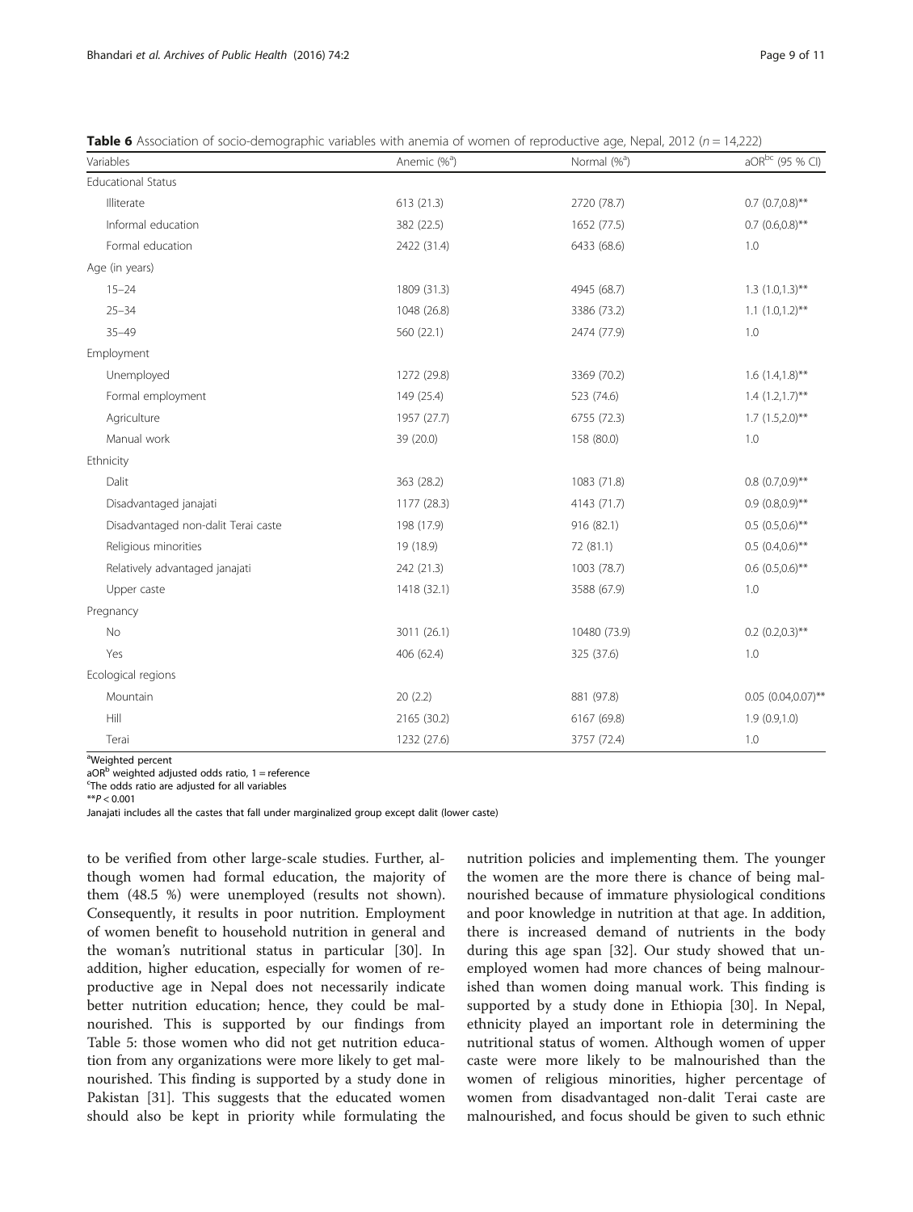**Table 6** Association of socio-demographic variables with anemia of women of reproductive age, Nepal, 2012 ($n = 14,222$)

| Variables | Anemic (%[a]) | Normal (%[a]) | aOR[bc] (95 % CI) |
|---|---|---|---|
| Educational Status | | | |
| Illiterate | 613 (21.3) | 2720 (78.7) | 0.7 (0.7,0.8)** |
| Informal education | 382 (22.5) | 1652 (77.5) | 0.7 (0.6,0.8)** |
| Formal education | 2422 (31.4) | 6433 (68.6) | 1.0 |
| Age (in years) | | | |
| 15–24 | 1809 (31.3) | 4945 (68.7) | 1.3 (1.0,1.3)** |
| 25–34 | 1048 (26.8) | 3386 (73.2) | 1.1 (1.0,1.2)** |
| 35–49 | 560 (22.1) | 2474 (77.9) | 1.0 |
| Employment | | | |
| Unemployed | 1272 (29.8) | 3369 (70.2) | 1.6 (1.4,1.8)** |
| Formal employment | 149 (25.4) | 523 (74.6) | 1.4 (1.2,1.7)** |
| Agriculture | 1957 (27.7) | 6755 (72.3) | 1.7 (1.5,2.0)** |
| Manual work | 39 (20.0) | 158 (80.0) | 1.0 |
| Ethnicity | | | |
| Dalit | 363 (28.2) | 1083 (71.8) | 0.8 (0.7,0.9)** |
| Disadvantaged janajati | 1177 (28.3) | 4143 (71.7) | 0.9 (0.8,0.9)** |
| Disadvantaged non-dalit Terai caste | 198 (17.9) | 916 (82.1) | 0.5 (0.5,0.6)** |
| Religious minorities | 19 (18.9) | 72 (81.1) | 0.5 (0.4,0.6)** |
| Relatively advantaged janajati | 242 (21.3) | 1003 (78.7) | 0.6 (0.5,0.6)** |
| Upper caste | 1418 (32.1) | 3588 (67.9) | 1.0 |
| Pregnancy | | | |
| No | 3011 (26.1) | 10480 (73.9) | 0.2 (0.2,0.3)** |
| Yes | 406 (62.4) | 325 (37.6) | 1.0 |
| Ecological regions | | | |
| Mountain | 20 (2.2) | 881 (97.8) | 0.05 (0.04,0.07)** |
| Hill | 2165 (30.2) | 6167 (69.8) | 1.9 (0.9,1.0) |
| Terai | 1232 (27.6) | 3757 (72.4) | 1.0 |

[a]Weighted percent
aOR[b] weighted adjusted odds ratio, 1 = reference
[c]The odds ratio are adjusted for all variables
**$P < 0.001$
Janajati includes all the castes that fall under marginalized group except dalit (lower caste)

to be verified from other large-scale studies. Further, although women had formal education, the majority of them (48.5 %) were unemployed (results not shown). Consequently, it results in poor nutrition. Employment of women benefit to household nutrition in general and the woman's nutritional status in particular [30]. In addition, higher education, especially for women of reproductive age in Nepal does not necessarily indicate better nutrition education; hence, they could be malnourished. This is supported by our findings from Table 5: those women who did not get nutrition education from any organizations were more likely to get malnourished. This finding is supported by a study done in Pakistan [31]. This suggests that the educated women should also be kept in priority while formulating the nutrition policies and implementing them. The younger the women are the more there is chance of being malnourished because of immature physiological conditions and poor knowledge in nutrition at that age. In addition, there is increased demand of nutrients in the body during this age span [32]. Our study showed that unemployed women had more chances of being malnourished than women doing manual work. This finding is supported by a study done in Ethiopia [30]. In Nepal, ethnicity played an important role in determining the nutritional status of women. Although women of upper caste were more likely to be malnourished than the women of religious minorities, higher percentage of women from disadvantaged non-dalit Terai caste are malnourished, and focus should be given to such ethnic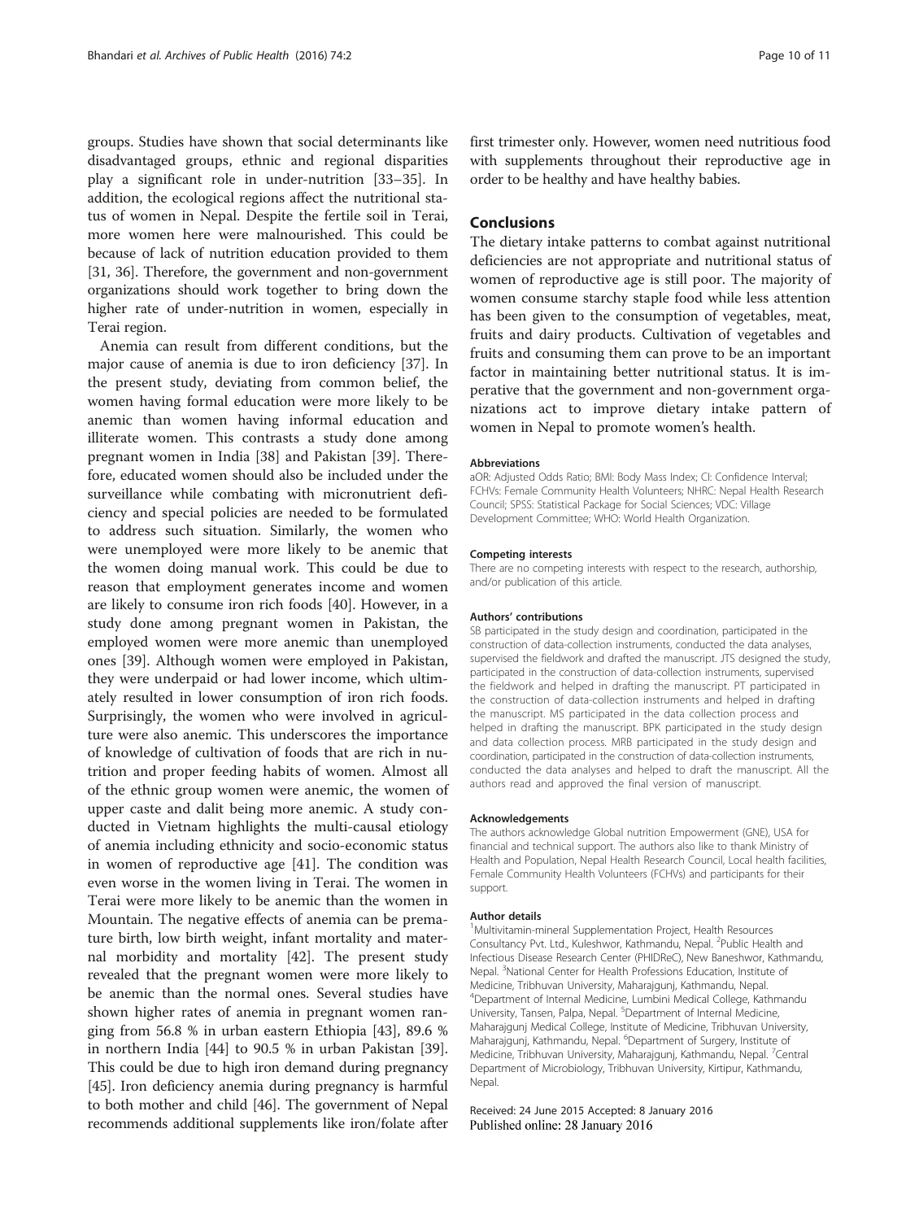groups. Studies have shown that social determinants like disadvantaged groups, ethnic and regional disparities play a significant role in under-nutrition [33–35]. In addition, the ecological regions affect the nutritional status of women in Nepal. Despite the fertile soil in Terai, more women here were malnourished. This could be because of lack of nutrition education provided to them [31, 36]. Therefore, the government and non-government organizations should work together to bring down the higher rate of under-nutrition in women, especially in Terai region.

Anemia can result from different conditions, but the major cause of anemia is due to iron deficiency [37]. In the present study, deviating from common belief, the women having formal education were more likely to be anemic than women having informal education and illiterate women. This contrasts a study done among pregnant women in India [38] and Pakistan [39]. Therefore, educated women should also be included under the surveillance while combating with micronutrient deficiency and special policies are needed to be formulated to address such situation. Similarly, the women who were unemployed were more likely to be anemic that the women doing manual work. This could be due to reason that employment generates income and women are likely to consume iron rich foods [40]. However, in a study done among pregnant women in Pakistan, the employed women were more anemic than unemployed ones [39]. Although women were employed in Pakistan, they were underpaid or had lower income, which ultimately resulted in lower consumption of iron rich foods. Surprisingly, the women who were involved in agriculture were also anemic. This underscores the importance of knowledge of cultivation of foods that are rich in nutrition and proper feeding habits of women. Almost all of the ethnic group women were anemic, the women of upper caste and dalit being more anemic. A study conducted in Vietnam highlights the multi-causal etiology of anemia including ethnicity and socio-economic status in women of reproductive age [41]. The condition was even worse in the women living in Terai. The women in Terai were more likely to be anemic than the women in Mountain. The negative effects of anemia can be premature birth, low birth weight, infant mortality and maternal morbidity and mortality [42]. The present study revealed that the pregnant women were more likely to be anemic than the normal ones. Several studies have shown higher rates of anemia in pregnant women ranging from 56.8 % in urban eastern Ethiopia [43], 89.6 % in northern India [44] to 90.5 % in urban Pakistan [39]. This could be due to high iron demand during pregnancy [45]. Iron deficiency anemia during pregnancy is harmful to both mother and child [46]. The government of Nepal recommends additional supplements like iron/folate after first trimester only. However, women need nutritious food with supplements throughout their reproductive age in order to be healthy and have healthy babies.

## Conclusions

The dietary intake patterns to combat against nutritional deficiencies are not appropriate and nutritional status of women of reproductive age is still poor. The majority of women consume starchy staple food while less attention has been given to the consumption of vegetables, meat, fruits and dairy products. Cultivation of vegetables and fruits and consuming them can prove to be an important factor in maintaining better nutritional status. It is imperative that the government and non-government organizations act to improve dietary intake pattern of women in Nepal to promote women's health.

#### Abbreviations

aOR: Adjusted Odds Ratio; BMI: Body Mass Index; CI: Confidence Interval; FCHVs: Female Community Health Volunteers; NHRC: Nepal Health Research Council; SPSS: Statistical Package for Social Sciences; VDC: Village Development Committee; WHO: World Health Organization.

#### Competing interests

There are no competing interests with respect to the research, authorship, and/or publication of this article.

#### Authors' contributions

SB participated in the study design and coordination, participated in the construction of data-collection instruments, conducted the data analyses, supervised the fieldwork and drafted the manuscript. JTS designed the study, participated in the construction of data-collection instruments, supervised the fieldwork and helped in drafting the manuscript. PT participated in the construction of data-collection instruments and helped in drafting the manuscript. MS participated in the data collection process and helped in drafting the manuscript. BPK participated in the study design and data collection process. MRB participated in the study design and coordination, participated in the construction of data-collection instruments, conducted the data analyses and helped to draft the manuscript. All the authors read and approved the final version of manuscript.

#### Acknowledgements

The authors acknowledge Global nutrition Empowerment (GNE), USA for financial and technical support. The authors also like to thank Ministry of Health and Population, Nepal Health Research Council, Local health facilities, Female Community Health Volunteers (FCHVs) and participants for their support.

#### Author details

[1]Multivitamin-mineral Supplementation Project, Health Resources Consultancy Pvt. Ltd., Kuleshwor, Kathmandu, Nepal. [2]Public Health and Infectious Disease Research Center (PHIDReC), New Baneshwor, Kathmandu, Nepal. [3]National Center for Health Professions Education, Institute of Medicine, Tribhuvan University, Maharajgunj, Kathmandu, Nepal. [4]Department of Internal Medicine, Lumbini Medical College, Kathmandu University, Tansen, Palpa, Nepal. [5]Department of Internal Medicine, Maharajgunj Medical College, Institute of Medicine, Tribhuvan University, Maharajgunj, Kathmandu, Nepal. [6]Department of Surgery, Institute of Medicine, Tribhuvan University, Maharajgunj, Kathmandu, Nepal. [7]Central Department of Microbiology, Tribhuvan University, Kirtipur, Kathmandu, Nepal.

Received: 24 June 2015 Accepted: 8 January 2016
Published online: 28 January 2016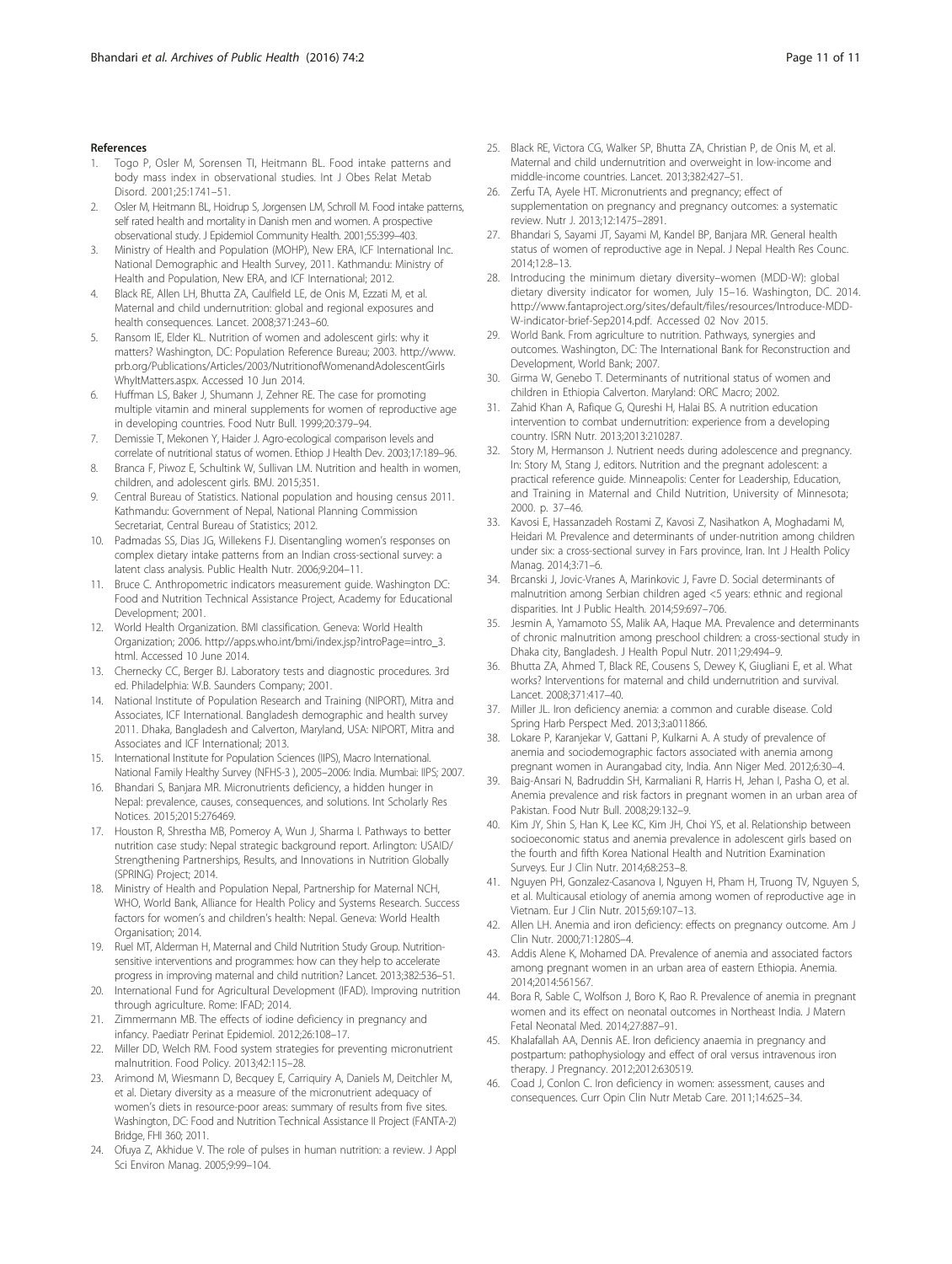## References

1. Togo P, Osler M, Sorensen TI, Heitmann BL. Food intake patterns and body mass index in observational studies. Int J Obes Relat Metab Disord. 2001;25:1741–51.
2. Osler M, Heitmann BL, Hoidrup S, Jorgensen LM, Schroll M. Food intake patterns, self rated health and mortality in Danish men and women. A prospective observational study. J Epidemiol Community Health. 2001;55:399–403.
3. Ministry of Health and Population (MOHP), New ERA, ICF International Inc. National Demographic and Health Survey, 2011. Kathmandu: Ministry of Health and Population, New ERA, and ICF International; 2012.
4. Black RE, Allen LH, Bhutta ZA, Caulfield LE, de Onis M, Ezzati M, et al. Maternal and child undernutrition: global and regional exposures and health consequences. Lancet. 2008;371:243–60.
5. Ransom IE, Elder KL. Nutrition of women and adolescent girls: why it matters? Washington, DC: Population Reference Bureau; 2003. http://www.prb.org/Publications/Articles/2003/NutritionofWomenandAdolescentGirlsWhyItMatters.aspx. Accessed 10 Jun 2014.
6. Huffman LS, Baker J, Shumann J, Zehner RE. The case for promoting multiple vitamin and mineral supplements for women of reproductive age in developing countries. Food Nutr Bull. 1999;20:379–94.
7. Demissie T, Mekonen Y, Haider J. Agro-ecological comparison levels and correlate of nutritional status of women. Ethiop J Health Dev. 2003;17:189–96.
8. Branca F, Piwoz E, Schultink W, Sullivan LM. Nutrition and health in women, children, and adolescent girls. BMJ. 2015;351.
9. Central Bureau of Statistics. National population and housing census 2011. Kathmandu: Government of Nepal, National Planning Commission Secretariat, Central Bureau of Statistics; 2012.
10. Padmadas SS, Dias JG, Willekens FJ. Disentangling women's responses on complex dietary intake patterns from an Indian cross-sectional survey: a latent class analysis. Public Health Nutr. 2006;9:204–11.
11. Bruce C. Anthropometric indicators measurement guide. Washington DC: Food and Nutrition Technical Assistance Project, Academy for Educational Development; 2001.
12. World Health Organization. BMI classification. Geneva: World Health Organization; 2006. http://apps.who.int/bmi/index.jsp?introPage=intro_3.html. Accessed 10 June 2014.
13. Chernecky CC, Berger BJ. Laboratory tests and diagnostic procedures. 3rd ed. Philadelphia: W.B. Saunders Company; 2001.
14. National Institute of Population Research and Training (NIPORT), Mitra and Associates, ICF International. Bangladesh demographic and health survey 2011. Dhaka, Bangladesh and Calverton, Maryland, USA: NIPORT, Mitra and Associates and ICF International; 2013.
15. International Institute for Population Sciences (IIPS), Macro International. National Family Healthy Survey (NFHS-3 ), 2005–2006: India. Mumbai: IIPS; 2007.
16. Bhandari S, Banjara MR. Micronutrients deficiency, a hidden hunger in Nepal: prevalence, causes, consequences, and solutions. Int Scholarly Res Notices. 2015;2015:276469.
17. Houston R, Shrestha MB, Pomeroy A, Wun J, Sharma I. Pathways to better nutrition case study: Nepal strategic background report. Arlington: USAID/Strengthening Partnerships, Results, and Innovations in Nutrition Globally (SPRING) Project; 2014.
18. Ministry of Health and Population Nepal, Partnership for Maternal NCH, WHO, World Bank, Alliance for Health Policy and Systems Research. Success factors for women's and children's health: Nepal. Geneva: World Health Organisation; 2014.
19. Ruel MT, Alderman H, Maternal and Child Nutrition Study Group. Nutrition-sensitive interventions and programmes: how can they help to accelerate progress in improving maternal and child nutrition? Lancet. 2013;382:536–51.
20. International Fund for Agricultural Development (IFAD). Improving nutrition through agriculture. Rome: IFAD; 2014.
21. Zimmermann MB. The effects of iodine deficiency in pregnancy and infancy. Paediatr Perinat Epidemiol. 2012;26:108–17.
22. Miller DD, Welch RM. Food system strategies for preventing micronutrient malnutrition. Food Policy. 2013;42:115–28.
23. Arimond M, Wiesmann D, Becquey E, Carriquiry A, Daniels M, Deitchler M, et al. Dietary diversity as a measure of the micronutrient adequacy of women's diets in resource-poor areas: summary of results from five sites. Washington, DC: Food and Nutrition Technical Assistance II Project (FANTA-2) Bridge, FHI 360; 2011.
24. Ofuya Z, Akhidue V. The role of pulses in human nutrition: a review. J Appl Sci Environ Manag. 2005;9:99–104.
25. Black RE, Victora CG, Walker SP, Bhutta ZA, Christian P, de Onis M, et al. Maternal and child undernutrition and overweight in low-income and middle-income countries. Lancet. 2013;382:427–51.
26. Zerfu TA, Ayele HT. Micronutrients and pregnancy; effect of supplementation on pregnancy and pregnancy outcomes: a systematic review. Nutr J. 2013;12:1475–2891.
27. Bhandari S, Sayami JT, Sayami M, Kandel BP, Banjara MR. General health status of women of reproductive age in Nepal. J Nepal Health Res Counc. 2014;12:8–13.
28. Introducing the minimum dietary diversity–women (MDD-W): global dietary diversity indicator for women, July 15–16. Washington, DC. 2014. http://www.fantaproject.org/sites/default/files/resources/Introduce-MDD-W-indicator-brief-Sep2014.pdf. Accessed 02 Nov 2015.
29. World Bank. From agriculture to nutrition. Pathways, synergies and outcomes. Washington, DC: The International Bank for Reconstruction and Development, World Bank; 2007.
30. Girma W, Genebo T. Determinants of nutritional status of women and children in Ethiopia Calverton. Maryland: ORC Macro; 2002.
31. Zahid Khan A, Rafique G, Qureshi H, Halai BS. A nutrition education intervention to combat undernutrition: experience from a developing country. ISRN Nutr. 2013;2013:210287.
32. Story M, Hermanson J. Nutrient needs during adolescence and pregnancy. In: Story M, Stang J, editors. Nutrition and the pregnant adolescent: a practical reference guide. Minneapolis: Center for Leadership, Education, and Training in Maternal and Child Nutrition, University of Minnesota; 2000. p. 37–46.
33. Kavosi E, Hassanzadeh Rostami Z, Kavosi Z, Nasihatkon A, Moghadami M, Heidari M. Prevalence and determinants of under-nutrition among children under six: a cross-sectional survey in Fars province, Iran. Int J Health Policy Manag. 2014;3:71–6.
34. Brcanski J, Jovic-Vranes A, Marinkovic J, Favre D. Social determinants of malnutrition among Serbian children aged <5 years: ethnic and regional disparities. Int J Public Health. 2014;59:697–706.
35. Jesmin A, Yamamoto SS, Malik AA, Haque MA. Prevalence and determinants of chronic malnutrition among preschool children: a cross-sectional study in Dhaka city, Bangladesh. J Health Popul Nutr. 2011;29:494–9.
36. Bhutta ZA, Ahmed T, Black RE, Cousens S, Dewey K, Giugliani E, et al. What works? Interventions for maternal and child undernutrition and survival. Lancet. 2008;371:417–40.
37. Miller JL. Iron deficiency anemia: a common and curable disease. Cold Spring Harb Perspect Med. 2013;3:a011866.
38. Lokare P, Karanjekar V, Gattani P, Kulkarni A. A study of prevalence of anemia and sociodemographic factors associated with anemia among pregnant women in Aurangabad city, India. Ann Niger Med. 2012;6:30–4.
39. Baig-Ansari N, Badruddin SH, Karmaliani R, Harris H, Jehan I, Pasha O, et al. Anemia prevalence and risk factors in pregnant women in an urban area of Pakistan. Food Nutr Bull. 2008;29:132–9.
40. Kim JY, Shin S, Han K, Lee KC, Kim JH, Choi YS, et al. Relationship between socioeconomic status and anemia prevalence in adolescent girls based on the fourth and fifth Korea National Health and Nutrition Examination Surveys. Eur J Clin Nutr. 2014;68:253–8.
41. Nguyen PH, Gonzalez-Casanova I, Nguyen H, Pham H, Truong TV, Nguyen S, et al. Multicausal etiology of anemia among women of reproductive age in Vietnam. Eur J Clin Nutr. 2015;69:107–13.
42. Allen LH. Anemia and iron deficiency: effects on pregnancy outcome. Am J Clin Nutr. 2000;71:1280S–4.
43. Addis Alene K, Mohamed DA. Prevalence of anemia and associated factors among pregnant women in an urban area of eastern Ethiopia. Anemia. 2014;2014:561567.
44. Bora R, Sable C, Wolfson J, Boro K, Rao R. Prevalence of anemia in pregnant women and its effect on neonatal outcomes in Northeast India. J Matern Fetal Neonatal Med. 2014;27:887–91.
45. Khalafallah AA, Dennis AE. Iron deficiency anaemia in pregnancy and postpartum: pathophysiology and effect of oral versus intravenous iron therapy. J Pregnancy. 2012;2012:630519.
46. Coad J, Conlon C. Iron deficiency in women: assessment, causes and consequences. Curr Opin Clin Nutr Metab Care. 2011;14:625–34.